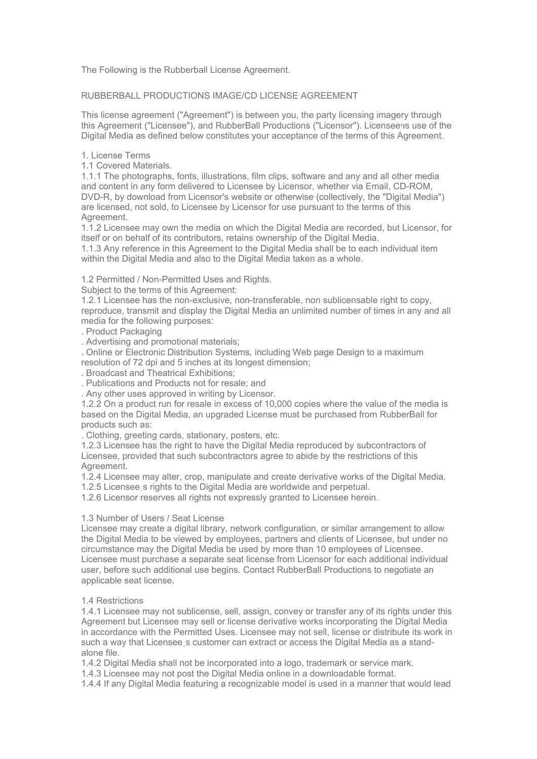The Following is the Rubberball License Agreement.

RUBBERBALL PRODUCTIONS IMAGE/CD LICENSE AGREEMENT

This license agreement ("Agreement") is between you, the party licensing imagery through this Agreement ("Licensee"), and RubberBall Productions ("Licensor"). Licensee's use of the Digital Media as defined below constitutes your acceptance of the terms of this Agreement.

1. License Terms

1.1 Covered Materials.

1.1.1 The photographs, fonts, illustrations, film clips, software and any and all other media and content in any form delivered to Licensee by Licensor, whether via Email, CD-ROM, DVD-R, by download from Licensor's website or otherwise (collectively, the "Digital Media") are licensed, not sold, to Licensee by Licensor for use pursuant to the terms of this Agreement.

1.1.2 Licensee may own the media on which the Digital Media are recorded, but Licensor, for itself or on behalf of its contributors, retains ownership of the Digital Media.

1.1.3 Any reference in this Agreement to the Digital Media shall be to each individual item within the Digital Media and also to the Digital Media taken as a whole.

1.2 Permitted / Non-Permitted Uses and Rights.

Subject to the terms of this Agreement:

1.2.1 Licensee has the non-exclusive, non-transferable, non sublicensable right to copy, reproduce, transmit and display the Digital Media an unlimited number of times in any and all media for the following purposes:

. Product Packaging

. Advertising and promotional materials;

. Online or Electronic Distribution Systems, including Web page Design to a maximum resolution of 72 dpi and 5 inches at its longest dimension;

. Broadcast and Theatrical Exhibitions;

. Publications and Products not for resale; and

. Any other uses approved in writing by Licensor.

1.2.2 On a product run for resale in excess of 10,000 copies where the value of the media is based on the Digital Media, an upgraded License must be purchased from RubberBall for products such as:

. Clothing, greeting cards, stationary, posters, etc.

1.2.3 Licensee has the right to have the Digital Media reproduced by subcontractors of Licensee, provided that such subcontractors agree to abide by the restrictions of this Agreement.

1.2.4 Licensee may alter, crop, manipulate and create derivative works of the Digital Media.

1.2.5 Licensee's rights to the Digital Media are worldwide and perpetual.

1.2.6 Licensor reserves all rights not expressly granted to Licensee herein.

1.3 Number of Users / Seat License

Licensee may create a digital library, network configuration, or similar arrangement to allow the Digital Media to be viewed by employees, partners and clients of Licensee, but under no circumstance may the Digital Media be used by more than 10 employees of Licensee. Licensee must purchase a separate seat license from Licensor for each additional individual user, before such additional use begins. Contact RubberBall Productions to negotiate an applicable seat license.

1.4 Restrictions

1.4.1 Licensee may not sublicense, sell, assign, convey or transfer any of its rights under this Agreement but Licensee may sell or license derivative works incorporating the Digital Media in accordance with the Permitted Uses. Licensee may not sell, license or distribute its work in such a way that Licensee's customer can extract or access the Digital Media as a stand-alone file.

1.4.2 Digital Media shall not be incorporated into a logo, trademark or service mark.

1.4.3 Licensee may not post the Digital Media online in a downloadable format.

1.4.4 If any Digital Media featuring a recognizable model is used in a manner that would lead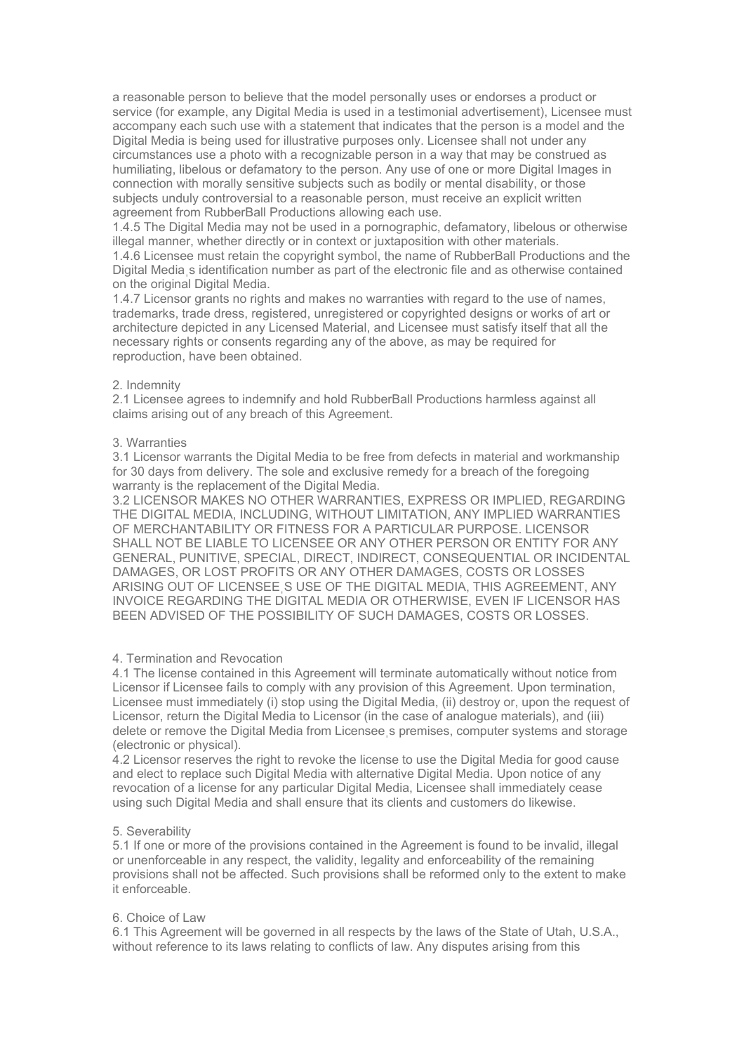a reasonable person to believe that the model personally uses or endorses a product or service (for example, any Digital Media is used in a testimonial advertisement), Licensee must accompany each such use with a statement that indicates that the person is a model and the Digital Media is being used for illustrative purposes only. Licensee shall not under any circumstances use a photo with a recognizable person in a way that may be construed as humiliating, libelous or defamatory to the person. Any use of one or more Digital Images in connection with morally sensitive subjects such as bodily or mental disability, or those subjects unduly controversial to a reasonable person, must receive an explicit written agreement from RubberBall Productions allowing each use.

1.4.5 The Digital Media may not be used in a pornographic, defamatory, libelous or otherwise illegal manner, whether directly or in context or juxtaposition with other materials.

1.4.6 Licensee must retain the copyright symbol, the name of RubberBall Productions and the Digital Media¸s identification number as part of the electronic file and as otherwise contained on the original Digital Media.

1.4.7 Licensor grants no rights and makes no warranties with regard to the use of names, trademarks, trade dress, registered, unregistered or copyrighted designs or works of art or architecture depicted in any Licensed Material, and Licensee must satisfy itself that all the necessary rights or consents regarding any of the above, as may be required for reproduction, have been obtained.

2. Indemnity

2.1 Licensee agrees to indemnify and hold RubberBall Productions harmless against all claims arising out of any breach of this Agreement.

3. Warranties

3.1 Licensor warrants the Digital Media to be free from defects in material and workmanship for 30 days from delivery. The sole and exclusive remedy for a breach of the foregoing warranty is the replacement of the Digital Media.

3.2 LICENSOR MAKES NO OTHER WARRANTIES, EXPRESS OR IMPLIED, REGARDING THE DIGITAL MEDIA, INCLUDING, WITHOUT LIMITATION, ANY IMPLIED WARRANTIES OF MERCHANTABILITY OR FITNESS FOR A PARTICULAR PURPOSE. LICENSOR SHALL NOT BE LIABLE TO LICENSEE OR ANY OTHER PERSON OR ENTITY FOR ANY GENERAL, PUNITIVE, SPECIAL, DIRECT, INDIRECT, CONSEQUENTIAL OR INCIDENTAL DAMAGES, OR LOST PROFITS OR ANY OTHER DAMAGES, COSTS OR LOSSES ARISING OUT OF LICENSEE¸S USE OF THE DIGITAL MEDIA, THIS AGREEMENT, ANY INVOICE REGARDING THE DIGITAL MEDIA OR OTHERWISE, EVEN IF LICENSOR HAS BEEN ADVISED OF THE POSSIBILITY OF SUCH DAMAGES, COSTS OR LOSSES.

4. Termination and Revocation

4.1 The license contained in this Agreement will terminate automatically without notice from Licensor if Licensee fails to comply with any provision of this Agreement. Upon termination, Licensee must immediately (i) stop using the Digital Media, (ii) destroy or, upon the request of Licensor, return the Digital Media to Licensor (in the case of analogue materials), and (iii) delete or remove the Digital Media from Licensee¸s premises, computer systems and storage (electronic or physical).

4.2 Licensor reserves the right to revoke the license to use the Digital Media for good cause and elect to replace such Digital Media with alternative Digital Media. Upon notice of any revocation of a license for any particular Digital Media, Licensee shall immediately cease using such Digital Media and shall ensure that its clients and customers do likewise.

5. Severability

5.1 If one or more of the provisions contained in the Agreement is found to be invalid, illegal or unenforceable in any respect, the validity, legality and enforceability of the remaining provisions shall not be affected. Such provisions shall be reformed only to the extent to make it enforceable.

6. Choice of Law

6.1 This Agreement will be governed in all respects by the laws of the State of Utah, U.S.A., without reference to its laws relating to conflicts of law. Any disputes arising from this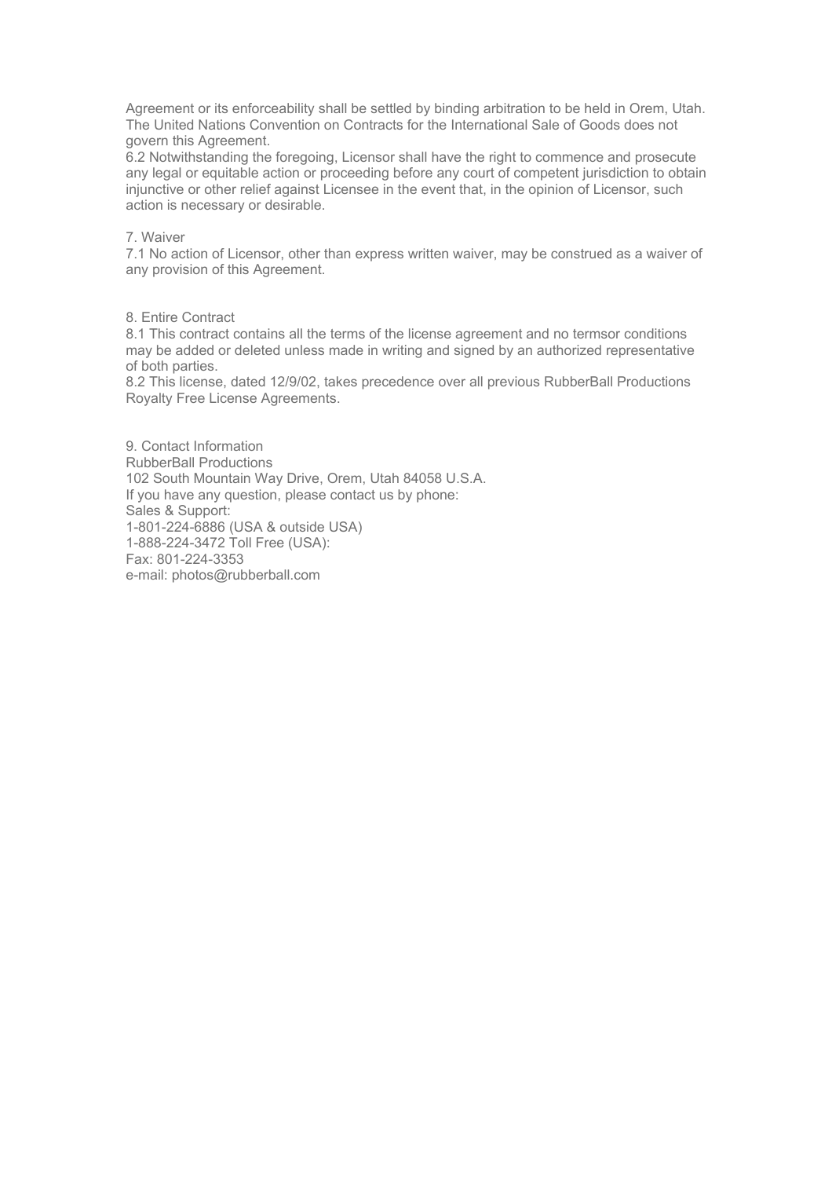Agreement or its enforceability shall be settled by binding arbitration to be held in Orem, Utah. The United Nations Convention on Contracts for the International Sale of Goods does not govern this Agreement.

6.2 Notwithstanding the foregoing, Licensor shall have the right to commence and prosecute any legal or equitable action or proceeding before any court of competent jurisdiction to obtain injunctive or other relief against Licensee in the event that, in the opinion of Licensor, such action is necessary or desirable.

7. Waiver

7.1 No action of Licensor, other than express written waiver, may be construed as a waiver of any provision of this Agreement.

8. Entire Contract

8.1 This contract contains all the terms of the license agreement and no termsor conditions may be added or deleted unless made in writing and signed by an authorized representative of both parties.

8.2 This license, dated 12/9/02, takes precedence over all previous RubberBall Productions Royalty Free License Agreements.

9. Contact Information

RubberBall Productions
102 South Mountain Way Drive, Orem, Utah 84058 U.S.A.
If you have any question, please contact us by phone:
Sales & Support:
1-801-224-6886 (USA & outside USA)
1-888-224-3472 Toll Free (USA):
Fax: 801-224-3353
e-mail: photos@rubberball.com